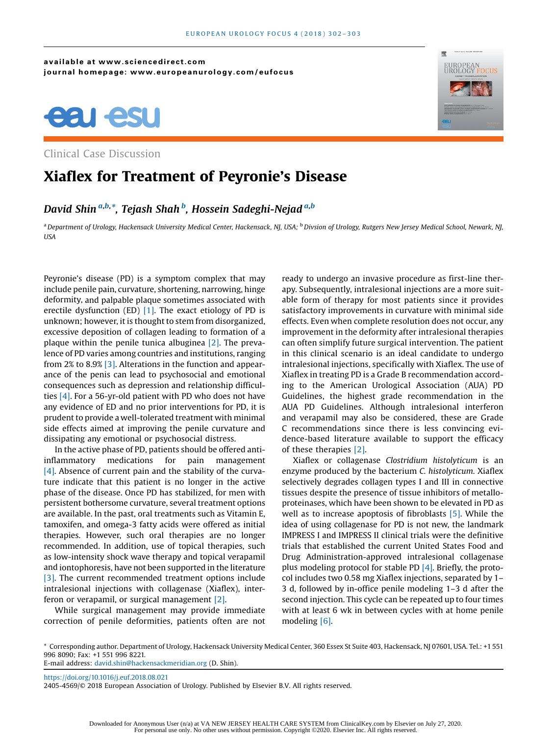available at www.sciencedirect.com
journal homepage: www.europeanurology.com/eufocus

Clinical Case Discussion

# Xiaflex for Treatment of Peyronie's Disease

*David Shin* [a,b,*], *Tejash Shah* [b], *Hossein Sadeghi-Nejad* [a,b]

[a] *Department of Urology, Hackensack University Medical Center, Hackensack, NJ, USA;* [b] *Divsion of Urology, Rutgers New Jersey Medical School, Newark, NJ, USA*

Peyronie's disease (PD) is a symptom complex that may include penile pain, curvature, shortening, narrowing, hinge deformity, and palpable plaque sometimes associated with erectile dysfunction (ED) [1]. The exact etiology of PD is unknown; however, it is thought to stem from disorganized, excessive deposition of collagen leading to formation of a plaque within the penile tunica albuginea [2]. The prevalence of PD varies among countries and institutions, ranging from 2% to 8.9% [3]. Alterations in the function and appearance of the penis can lead to psychosocial and emotional consequences such as depression and relationship difficulties [4]. For a 56-yr-old patient with PD who does not have any evidence of ED and no prior interventions for PD, it is prudent to provide a well-tolerated treatment with minimal side effects aimed at improving the penile curvature and dissipating any emotional or psychosocial distress.

In the active phase of PD, patients should be offered anti-inflammatory medications for pain management [4]. Absence of current pain and the stability of the curvature indicate that this patient is no longer in the active phase of the disease. Once PD has stabilized, for men with persistent bothersome curvature, several treatment options are available. In the past, oral treatments such as Vitamin E, tamoxifen, and omega-3 fatty acids were offered as initial therapies. However, such oral therapies are no longer recommended. In addition, use of topical therapies, such as low-intensity shock wave therapy and topical verapamil and iontophoresis, have not been supported in the literature [3]. The current recommended treatment options include intralesional injections with collagenase (Xiaflex), interferon or verapamil, or surgical management [2].

While surgical management may provide immediate correction of penile deformities, patients often are not ready to undergo an invasive procedure as first-line therapy. Subsequently, intralesional injections are a more suitable form of therapy for most patients since it provides satisfactory improvements in curvature with minimal side effects. Even when complete resolution does not occur, any improvement in the deformity after intralesional therapies can often simplify future surgical intervention. The patient in this clinical scenario is an ideal candidate to undergo intralesional injections, specifically with Xiaflex. The use of Xiaflex in treating PD is a Grade B recommendation according to the American Urological Association (AUA) PD Guidelines, the highest grade recommendation in the AUA PD Guidelines. Although intralesional interferon and verapamil may also be considered, these are Grade C recommendations since there is less convincing evidence-based literature available to support the efficacy of these therapies [2].

Xiaflex or collagenase *Clostridium histolyticum* is an enzyme produced by the bacterium *C. histolyticum*. Xiaflex selectively degrades collagen types I and III in connective tissues despite the presence of tissue inhibitors of metalloproteinases, which have been shown to be elevated in PD as well as to increase apoptosis of fibroblasts [5]. While the idea of using collagenase for PD is not new, the landmark IMPRESS I and IMPRESS II clinical trials were the definitive trials that established the current United States Food and Drug Administration-approved intralesional collagenase plus modeling protocol for stable PD [4]. Briefly, the protocol includes two 0.58 mg Xiaflex injections, separated by 1–3 d, followed by in-office penile modeling 1–3 d after the second injection. This cycle can be repeated up to four times with at least 6 wk in between cycles with at home penile modeling [6].

\* Corresponding author. Department of Urology, Hackensack University Medical Center, 360 Essex St Suite 403, Hackensack, NJ 07601, USA. Tel.: +1 551 996 8090; Fax: +1 551 996 8221.
E-mail address: david.shin@hackensackmeridian.org (D. Shin).

https://doi.org/10.1016/j.euf.2018.08.021
2405-4569/© 2018 European Association of Urology. Published by Elsevier B.V. All rights reserved.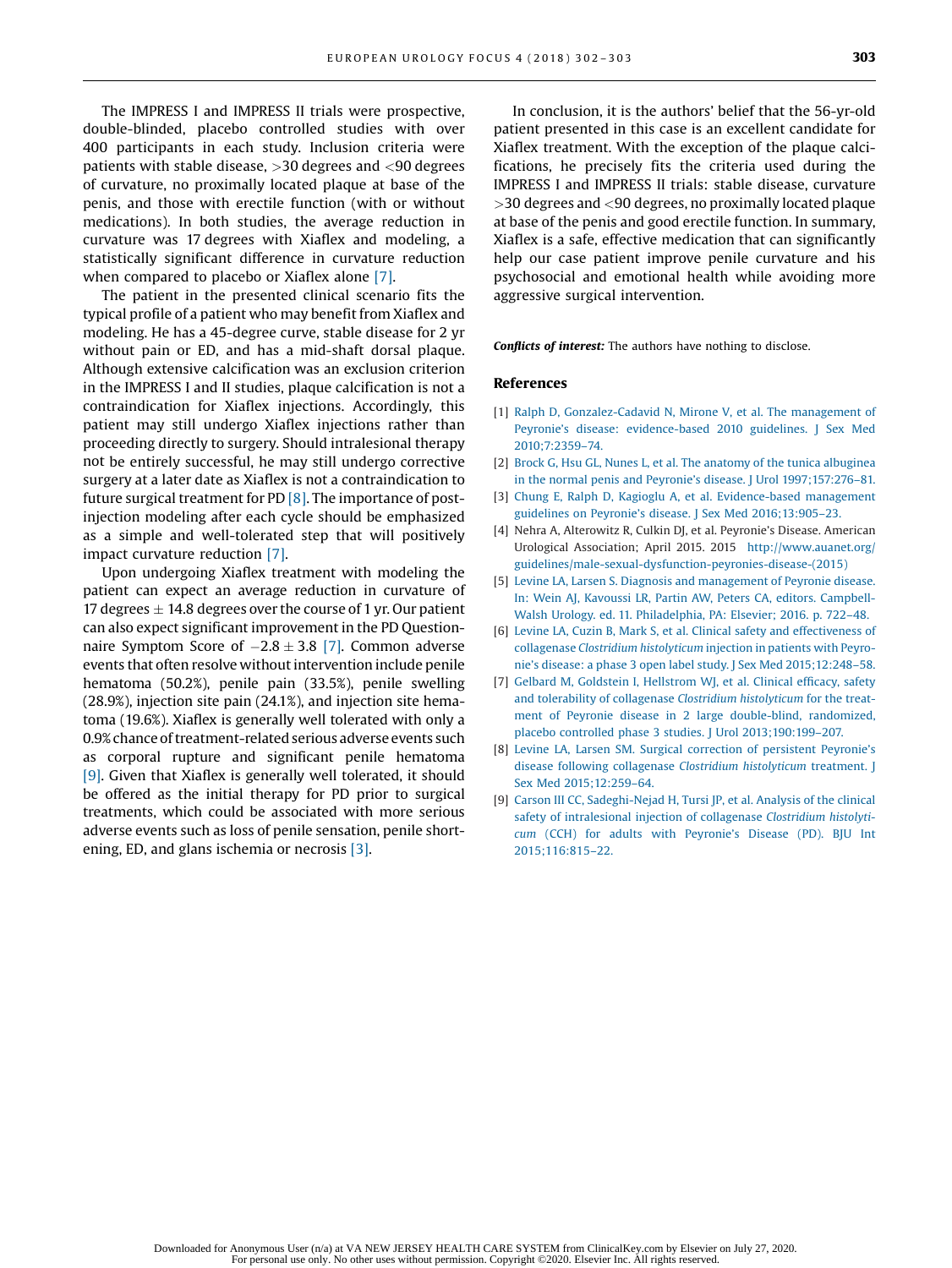The IMPRESS I and IMPRESS II trials were prospective, double-blinded, placebo controlled studies with over 400 participants in each study. Inclusion criteria were patients with stable disease, >30 degrees and <90 degrees of curvature, no proximally located plaque at base of the penis, and those with erectile function (with or without medications). In both studies, the average reduction in curvature was 17 degrees with Xiaflex and modeling, a statistically significant difference in curvature reduction when compared to placebo or Xiaflex alone [7].

The patient in the presented clinical scenario fits the typical profile of a patient who may benefit from Xiaflex and modeling. He has a 45-degree curve, stable disease for 2 yr without pain or ED, and has a mid-shaft dorsal plaque. Although extensive calcification was an exclusion criterion in the IMPRESS I and II studies, plaque calcification is not a contraindication for Xiaflex injections. Accordingly, this patient may still undergo Xiaflex injections rather than proceeding directly to surgery. Should intralesional therapy not be entirely successful, he may still undergo corrective surgery at a later date as Xiaflex is not a contraindication to future surgical treatment for PD [8]. The importance of post-injection modeling after each cycle should be emphasized as a simple and well-tolerated step that will positively impact curvature reduction [7].

Upon undergoing Xiaflex treatment with modeling the patient can expect an average reduction in curvature of 17 degrees $\pm$ 14.8 degrees over the course of 1 yr. Our patient can also expect significant improvement in the PD Questionnaire Symptom Score of $-2.8 \pm 3.8$ [7]. Common adverse events that often resolve without intervention include penile hematoma (50.2%), penile pain (33.5%), penile swelling (28.9%), injection site pain (24.1%), and injection site hematoma (19.6%). Xiaflex is generally well tolerated with only a 0.9% chance of treatment-related serious adverse events such as corporal rupture and significant penile hematoma [9]. Given that Xiaflex is generally well tolerated, it should be offered as the initial therapy for PD prior to surgical treatments, which could be associated with more serious adverse events such as loss of penile sensation, penile shortening, ED, and glans ischemia or necrosis [3].

In conclusion, it is the authors' belief that the 56-yr-old patient presented in this case is an excellent candidate for Xiaflex treatment. With the exception of the plaque calcifications, he precisely fits the criteria used during the IMPRESS I and IMPRESS II trials: stable disease, curvature >30 degrees and <90 degrees, no proximally located plaque at base of the penis and good erectile function. In summary, Xiaflex is a safe, effective medication that can significantly help our case patient improve penile curvature and his psychosocial and emotional health while avoiding more aggressive surgical intervention.

***Conflicts of interest:*** The authors have nothing to disclose.

## References

[1] Ralph D, Gonzalez-Cadavid N, Mirone V, et al. The management of Peyronie's disease: evidence-based 2010 guidelines. J Sex Med 2010;7:2359–74.

[2] Brock G, Hsu GL, Nunes L, et al. The anatomy of the tunica albuginea in the normal penis and Peyronie's disease. J Urol 1997;157:276–81.

[3] Chung E, Ralph D, Kagioglu A, et al. Evidence-based management guidelines on Peyronie's disease. J Sex Med 2016;13:905–23.

[4] Nehra A, Alterowitz R, Culkin DJ, et al. Peyronie's Disease. American Urological Association; April 2015. 2015 http://www.auanet.org/guidelines/male-sexual-dysfunction-peyronies-disease-(2015)

[5] Levine LA, Larsen S. Diagnosis and management of Peyronie disease. In: Wein AJ, Kavoussi LR, Partin AW, Peters CA, editors. Campbell-Walsh Urology. ed. 11. Philadelphia, PA: Elsevier; 2016. p. 722–48.

[6] Levine LA, Cuzin B, Mark S, et al. Clinical safety and effectiveness of collagenase *Clostridium histolyticum* injection in patients with Peyronie's disease: a phase 3 open label study. J Sex Med 2015;12:248–58.

[7] Gelbard M, Goldstein I, Hellstrom WJ, et al. Clinical efficacy, safety and tolerability of collagenase *Clostridium histolyticum* for the treatment of Peyronie disease in 2 large double-blind, randomized, placebo controlled phase 3 studies. J Urol 2013;190:199–207.

[8] Levine LA, Larsen SM. Surgical correction of persistent Peyronie's disease following collagenase *Clostridium histolyticum* treatment. J Sex Med 2015;12:259–64.

[9] Carson III CC, Sadeghi-Nejad H, Tursi JP, et al. Analysis of the clinical safety of intralesional injection of collagenase *Clostridium histolyticum* (CCH) for adults with Peyronie's Disease (PD). BJU Int 2015;116:815–22.